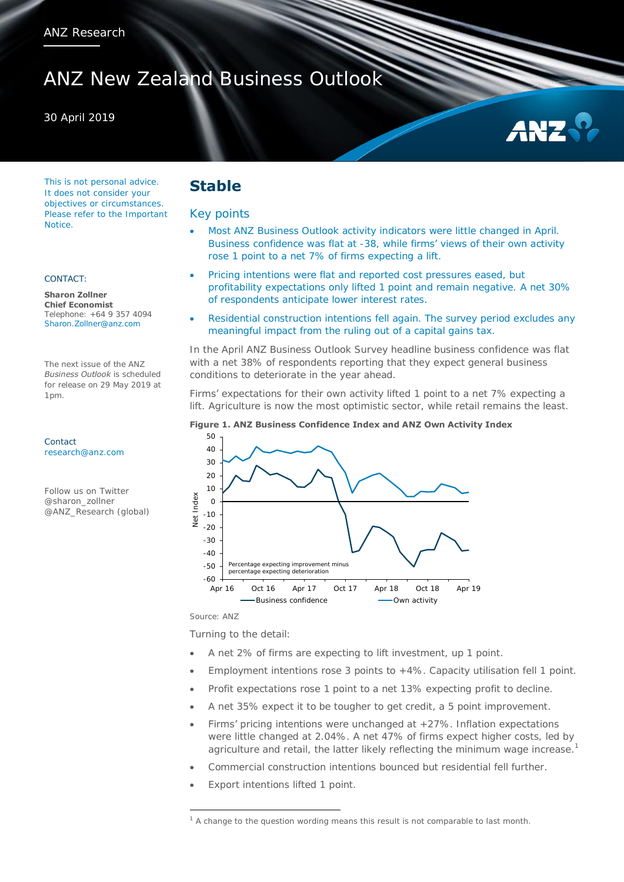ANZ Research

# ANZ New Zealand Business Outlook

30 April 2019

This is not personal advice. It does not consider your objectives or circumstances. Please refer to the Important Notice.

CONTACT:

**Sharon Zollner**
**Chief Economist**
Telephone: +64 9 357 4094
Sharon.Zollner@anz.com

The next issue of the ANZ *Business Outlook* is scheduled for release on 29 May 2019 at 1pm.

Contact
research@anz.com

Follow us on Twitter
@sharon_zollner
@ANZ_Research (global)

## Stable

### Key points

- Most ANZ Business Outlook activity indicators were little changed in April. Business confidence was flat at -38, while firms' views of their own activity rose 1 point to a net 7% of firms expecting a lift.
- Pricing intentions were flat and reported cost pressures eased, but profitability expectations only lifted 1 point and remain negative. A net 30% of respondents anticipate lower interest rates.
- Residential construction intentions fell again. The survey period excludes any meaningful impact from the ruling out of a capital gains tax.

In the April ANZ Business Outlook Survey headline business confidence was flat with a net 38% of respondents reporting that they expect general business conditions to deteriorate in the year ahead.

Firms' expectations for their own activity lifted 1 point to a net 7% expecting a lift. Agriculture is now the most optimistic sector, while retail remains the least.

**Figure 1. ANZ Business Confidence Index and ANZ Own Activity Index**

Source: ANZ

Turning to the detail:

- A net 2% of firms are expecting to lift investment, up 1 point.
- Employment intentions rose 3 points to +4%. Capacity utilisation fell 1 point.
- Profit expectations rose 1 point to a net 13% expecting profit to decline.
- A net 35% expect it to be tougher to get credit, a 5 point improvement.
- Firms' pricing intentions were unchanged at +27%. Inflation expectations were little changed at 2.04%. A net 47% of firms expect higher costs, led by agriculture and retail, the latter likely reflecting the minimum wage increase.[1]
- Commercial construction intentions bounced but residential fell further.
- Export intentions lifted 1 point.

[1] A change to the question wording means this result is not comparable to last month.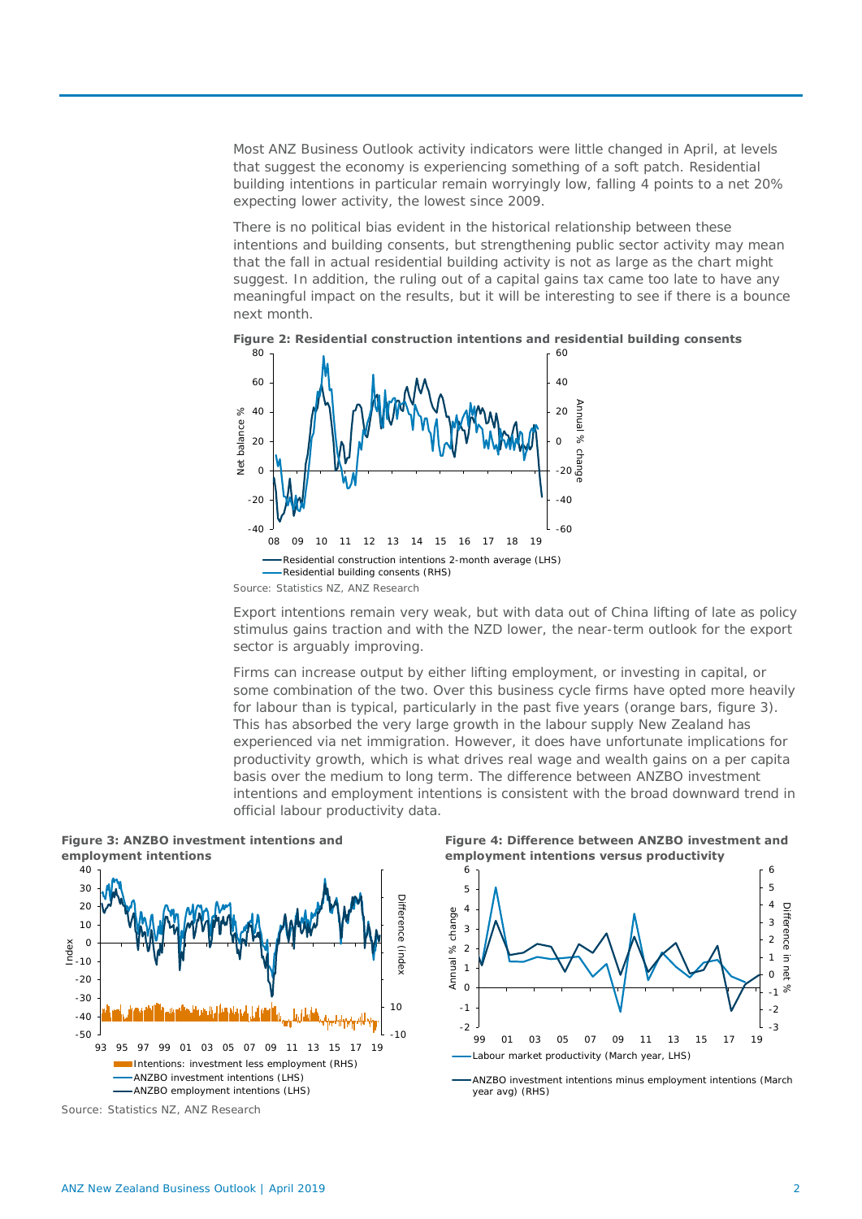Most ANZ Business Outlook activity indicators were little changed in April, at levels that suggest the economy is experiencing something of a soft patch. Residential building intentions in particular remain worryingly low, falling 4 points to a net 20% expecting lower activity, the lowest since 2009.

There is no political bias evident in the historical relationship between these intentions and building consents, but strengthening public sector activity may mean that the fall in actual residential building activity is not as large as the chart might suggest. In addition, the ruling out of a capital gains tax came too late to have any meaningful impact on the results, but it will be interesting to see if there is a bounce next month.

**Figure 2: Residential construction intentions and residential building consents**

Source: Statistics NZ, ANZ Research

Export intentions remain very weak, but with data out of China lifting of late as policy stimulus gains traction and with the NZD lower, the near-term outlook for the export sector is arguably improving.

Firms can increase output by either lifting employment, or investing in capital, or some combination of the two. Over this business cycle firms have opted more heavily for labour than is typical, particularly in the past five years (orange bars, figure 3). This has absorbed the very large growth in the labour supply New Zealand has experienced via net immigration. However, it does have unfortunate implications for productivity growth, which is what drives real wage and wealth gains on a per capita basis over the medium to long term. The difference between ANZBO investment intentions and employment intentions is consistent with the broad downward trend in official labour productivity data.

**Figure 3: ANZBO investment intentions and employment intentions**

**Figure 4: Difference between ANZBO investment and employment intentions versus productivity**

Source: Statistics NZ, ANZ Research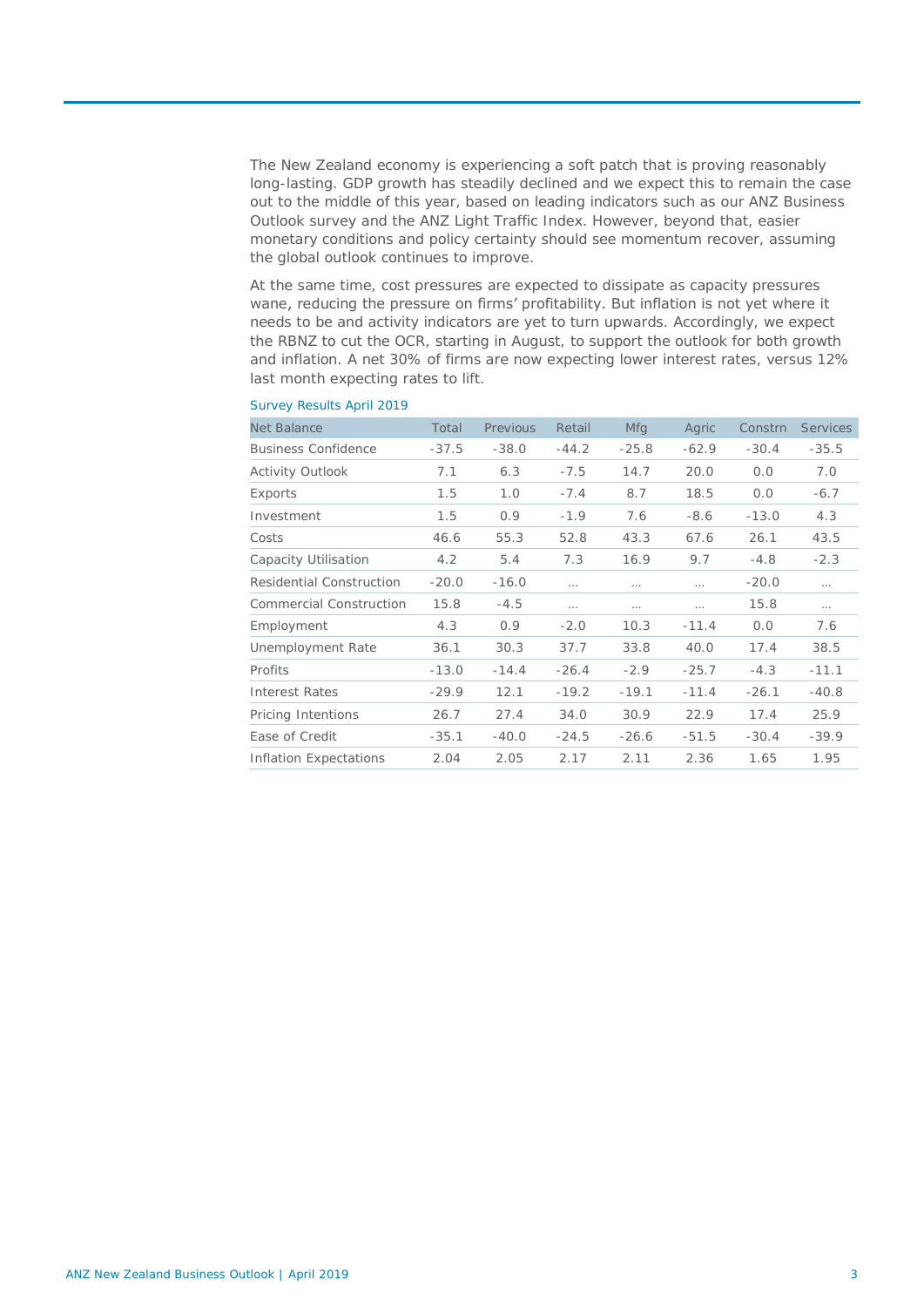The New Zealand economy is experiencing a soft patch that is proving reasonably long-lasting. GDP growth has steadily declined and we expect this to remain the case out to the middle of this year, based on leading indicators such as our ANZ Business Outlook survey and the ANZ Light Traffic Index. However, beyond that, easier monetary conditions and policy certainty should see momentum recover, assuming the global outlook continues to improve.

At the same time, cost pressures are expected to dissipate as capacity pressures wane, reducing the pressure on firms' profitability. But inflation is not yet where it needs to be and activity indicators are yet to turn upwards. Accordingly, we expect the RBNZ to cut the OCR, starting in August, to support the outlook for both growth and inflation. A net 30% of firms are now expecting lower interest rates, versus 12% last month expecting rates to lift.

Survey Results April 2019

| Net Balance | Total | Previous | Retail | Mfg | Agric | Constrn | Services |
|---|---|---|---|---|---|---|---|
| Business Confidence | -37.5 | -38.0 | -44.2 | -25.8 | -62.9 | -30.4 | -35.5 |
| Activity Outlook | 7.1 | 6.3 | -7.5 | 14.7 | 20.0 | 0.0 | 7.0 |
| Exports | 1.5 | 1.0 | -7.4 | 8.7 | 18.5 | 0.0 | -6.7 |
| Investment | 1.5 | 0.9 | -1.9 | 7.6 | -8.6 | -13.0 | 4.3 |
| Costs | 46.6 | 55.3 | 52.8 | 43.3 | 67.6 | 26.1 | 43.5 |
| Capacity Utilisation | 4.2 | 5.4 | 7.3 | 16.9 | 9.7 | -4.8 | -2.3 |
| Residential Construction | -20.0 | -16.0 | ... | ... | ... | -20.0 | ... |
| Commercial Construction | 15.8 | -4.5 | ... | ... | ... | 15.8 | ... |
| Employment | 4.3 | 0.9 | -2.0 | 10.3 | -11.4 | 0.0 | 7.6 |
| Unemployment Rate | 36.1 | 30.3 | 37.7 | 33.8 | 40.0 | 17.4 | 38.5 |
| Profits | -13.0 | -14.4 | -26.4 | -2.9 | -25.7 | -4.3 | -11.1 |
| Interest Rates | -29.9 | 12.1 | -19.2 | -19.1 | -11.4 | -26.1 | -40.8 |
| Pricing Intentions | 26.7 | 27.4 | 34.0 | 30.9 | 22.9 | 17.4 | 25.9 |
| Ease of Credit | -35.1 | -40.0 | -24.5 | -26.6 | -51.5 | -30.4 | -39.9 |
| Inflation Expectations | 2.04 | 2.05 | 2.17 | 2.11 | 2.36 | 1.65 | 1.95 |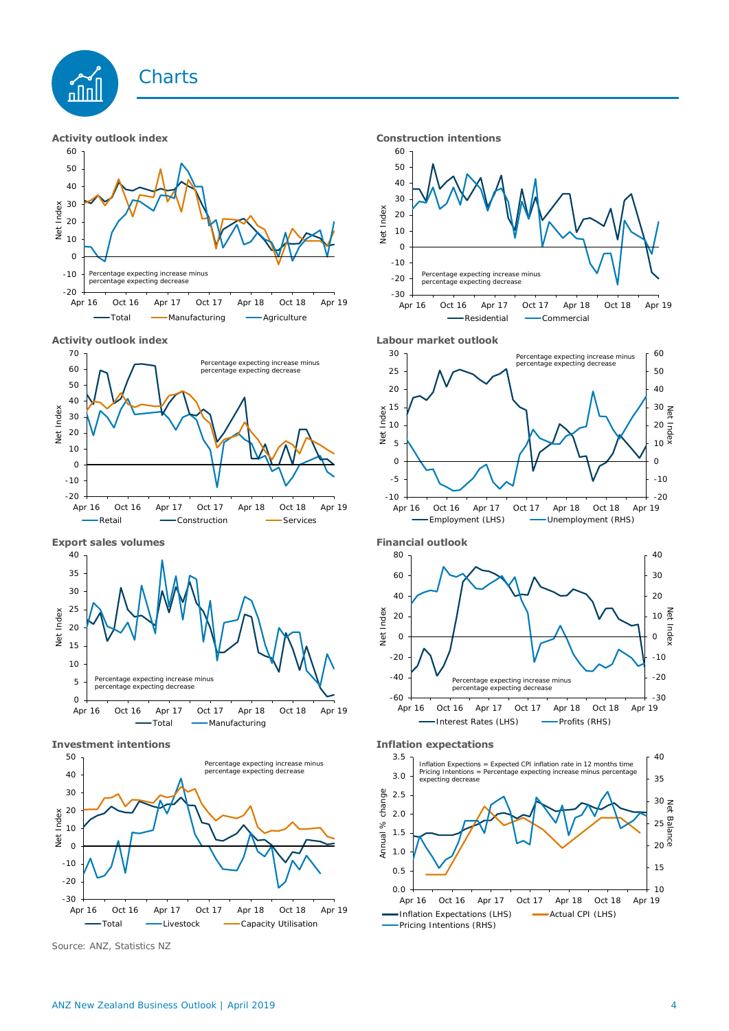# Charts

**Activity outlook index**

Net Index

Percentage expecting increase minus percentage expecting decrease

Apr 16 | Oct 16 | Apr 17 | Oct 17 | Apr 18 | Oct 18 | Apr 19

Total | Manufacturing | Agriculture

**Construction intentions**

Net Index

Percentage expecting increase minus percentage expecting decrease

Apr 16 | Oct 16 | Apr 17 | Oct 17 | Apr 18 | Oct 18 | Apr 19

Residential | Commercial

**Activity outlook index**

Net Index

Percentage expecting increase minus percentage expecting decrease

Apr 16 | Oct 16 | Apr 17 | Oct 17 | Apr 18 | Oct 18 | Apr 19

Retail | Construction | Services

**Labour market outlook**

Net Index

Percentage expecting increase minus percentage expecting decrease

Apr 16 | Oct 16 | Apr 17 | Oct 17 | Apr 18 | Oct 18 | Apr 19

Employment (LHS) | Unemployment (RHS)

**Export sales volumes**

Net Index

Percentage expecting increase minus percentage expecting decrease

Apr 16 | Oct 16 | Apr 17 | Oct 17 | Apr 18 | Oct 18 | Apr 19

Total | Manufacturing

**Financial outlook**

Net Index

Percentage expecting increase minus percentage expecting decrease

Apr 16 | Oct 16 | Apr 17 | Oct 17 | Apr 18 | Oct 18 | Apr 19

Interest Rates (LHS) | Profits (RHS)

**Investment intentions**

Net Index

Percentage expecting increase minus percentage expecting decrease

Apr 16 | Oct 16 | Apr 17 | Oct 17 | Apr 18 | Oct 18 | Apr 19

Total | Livestock | Capacity Utilisation

**Inflation expectations**

Annual % change | Net Balance

Inflation Expectations = Expected CPI inflation rate in 12 months time
Pricing Intentions = Percentage expecting increase minus percentage expecting decrease

Apr 16 | Oct 16 | Apr 17 | Oct 17 | Apr 18 | Oct 18 | Apr 19

Inflation Expectations (LHS) | Actual CPI (LHS) | Pricing Intentions (RHS)

Source: ANZ, Statistics NZ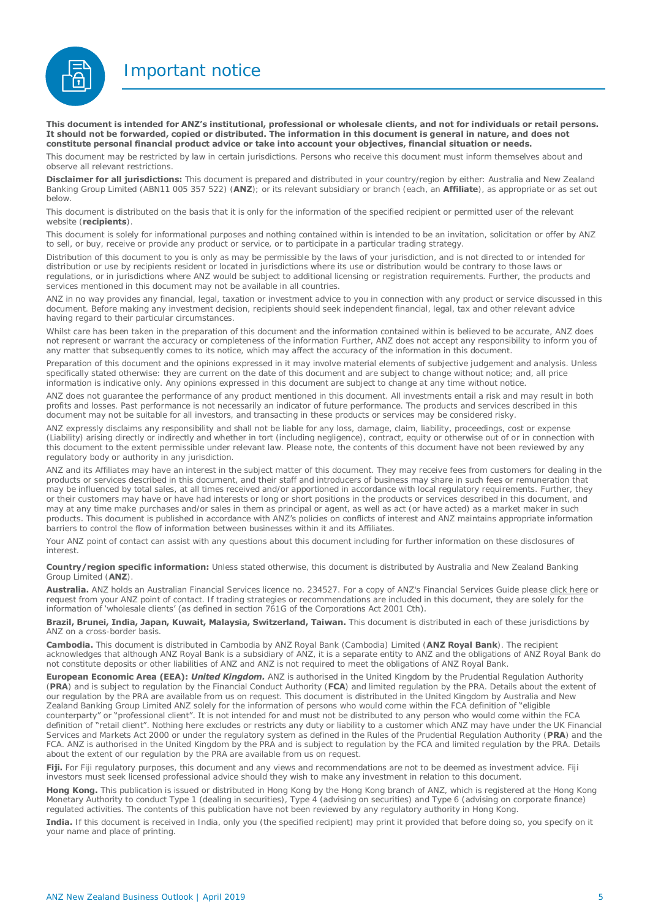# Important notice

**This document is intended for ANZ's institutional, professional or wholesale clients, and not for individuals or retail persons. It should not be forwarded, copied or distributed. The information in this document is general in nature, and does not constitute personal financial product advice or take into account your objectives, financial situation or needs.**

This document may be restricted by law in certain jurisdictions. Persons who receive this document must inform themselves about and observe all relevant restrictions.

**Disclaimer for all jurisdictions:** This document is prepared and distributed in your country/region by either: Australia and New Zealand Banking Group Limited (ABN11 005 357 522) (**ANZ**); or its relevant subsidiary or branch (each, an **Affiliate**), as appropriate or as set out below.

This document is distributed on the basis that it is only for the information of the specified recipient or permitted user of the relevant website (**recipients**).

This document is solely for informational purposes and nothing contained within is intended to be an invitation, solicitation or offer by ANZ to sell, or buy, receive or provide any product or service, or to participate in a particular trading strategy.

Distribution of this document to you is only as may be permissible by the laws of your jurisdiction, and is not directed to or intended for distribution or use by recipients resident or located in jurisdictions where its use or distribution would be contrary to those laws or regulations, or in jurisdictions where ANZ would be subject to additional licensing or registration requirements. Further, the products and services mentioned in this document may not be available in all countries.

ANZ in no way provides any financial, legal, taxation or investment advice to you in connection with any product or service discussed in this document. Before making any investment decision, recipients should seek independent financial, legal, tax and other relevant advice having regard to their particular circumstances.

Whilst care has been taken in the preparation of this document and the information contained within is believed to be accurate, ANZ does not represent or warrant the accuracy or completeness of the information Further, ANZ does not accept any responsibility to inform you of any matter that subsequently comes to its notice, which may affect the accuracy of the information in this document.

Preparation of this document and the opinions expressed in it may involve material elements of subjective judgement and analysis. Unless specifically stated otherwise: they are current on the date of this document and are subject to change without notice; and, all price information is indicative only. Any opinions expressed in this document are subject to change at any time without notice.

ANZ does not guarantee the performance of any product mentioned in this document. All investments entail a risk and may result in both profits and losses. Past performance is not necessarily an indicator of future performance. The products and services described in this document may not be suitable for all investors, and transacting in these products or services may be considered risky.

ANZ expressly disclaims any responsibility and shall not be liable for any loss, damage, claim, liability, proceedings, cost or expense (Liability) arising directly or indirectly and whether in tort (including negligence), contract, equity or otherwise out of or in connection with this document to the extent permissible under relevant law. Please note, the contents of this document have not been reviewed by any regulatory body or authority in any jurisdiction.

ANZ and its Affiliates may have an interest in the subject matter of this document. They may receive fees from customers for dealing in the products or services described in this document, and their staff and introducers of business may share in such fees or remuneration that may be influenced by total sales, at all times received and/or apportioned in accordance with local regulatory requirements. Further, they or their customers may have or have had interests or long or short positions in the products or services described in this document, and may at any time make purchases and/or sales in them as principal or agent, as well as act (or have acted) as a market maker in such products. This document is published in accordance with ANZ's policies on conflicts of interest and ANZ maintains appropriate information barriers to control the flow of information between businesses within it and its Affiliates.

Your ANZ point of contact can assist with any questions about this document including for further information on these disclosures of interest.

**Country/region specific information:** Unless stated otherwise, this document is distributed by Australia and New Zealand Banking Group Limited (**ANZ**).

**Australia.** ANZ holds an Australian Financial Services licence no. 234527. For a copy of ANZ's Financial Services Guide please click here or request from your ANZ point of contact. If trading strategies or recommendations are included in this document, they are solely for the information of 'wholesale clients' (as defined in section 761G of the Corporations Act 2001 Cth).

**Brazil, Brunei, India, Japan, Kuwait, Malaysia, Switzerland, Taiwan.** This document is distributed in each of these jurisdictions by ANZ on a cross-border basis.

**Cambodia.** This document is distributed in Cambodia by ANZ Royal Bank (Cambodia) Limited (**ANZ Royal Bank**). The recipient acknowledges that although ANZ Royal Bank is a subsidiary of ANZ, it is a separate entity to ANZ and the obligations of ANZ Royal Bank do not constitute deposits or other liabilities of ANZ and ANZ is not required to meet the obligations of ANZ Royal Bank.

**European Economic Area (EEA):** ***United Kingdom.*** ANZ is authorised in the United Kingdom by the Prudential Regulation Authority (**PRA**) and is subject to regulation by the Financial Conduct Authority (**FCA**) and limited regulation by the PRA. Details about the extent of our regulation by the PRA are available from us on request. This document is distributed in the United Kingdom by Australia and New Zealand Banking Group Limited ANZ solely for the information of persons who would come within the FCA definition of "eligible counterparty" or "professional client". It is not intended for and must not be distributed to any person who would come within the FCA definition of "retail client". Nothing here excludes or restricts any duty or liability to a customer which ANZ may have under the UK Financial Services and Markets Act 2000 or under the regulatory system as defined in the Rules of the Prudential Regulation Authority (**PRA**) and the FCA. ANZ is authorised in the United Kingdom by the PRA and is subject to regulation by the FCA and limited regulation by the PRA. Details about the extent of our regulation by the PRA are available from us on request.

**Fiji.** For Fiji regulatory purposes, this document and any views and recommendations are not to be deemed as investment advice. Fiji investors must seek licensed professional advice should they wish to make any investment in relation to this document.

**Hong Kong.** This publication is issued or distributed in Hong Kong by the Hong Kong branch of ANZ, which is registered at the Hong Kong Monetary Authority to conduct Type 1 (dealing in securities), Type 4 (advising on securities) and Type 6 (advising on corporate finance) regulated activities. The contents of this publication have not been reviewed by any regulatory authority in Hong Kong.

**India.** If this document is received in India, only you (the specified recipient) may print it provided that before doing so, you specify on it your name and place of printing.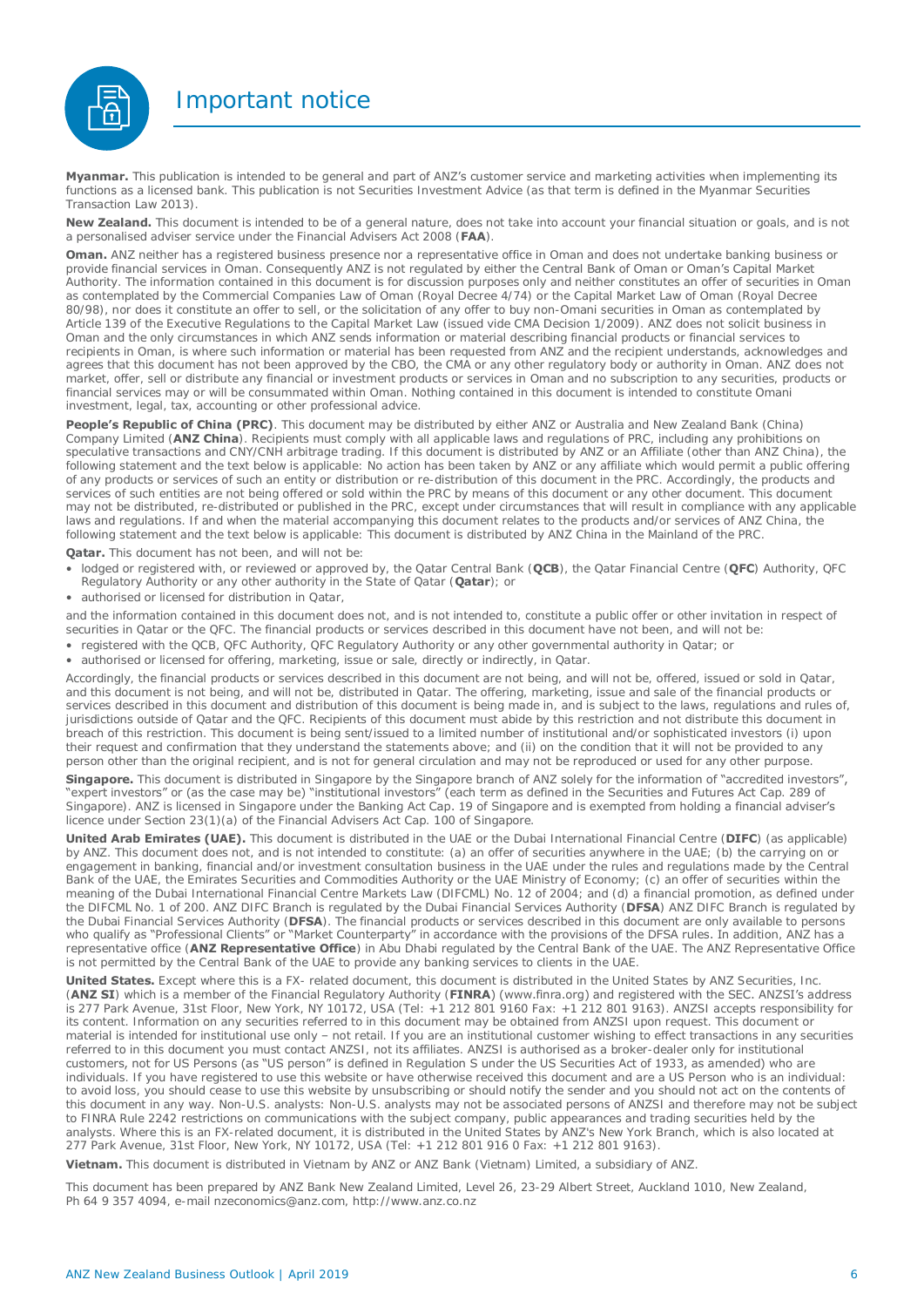# Important notice

**Myanmar.** This publication is intended to be general and part of ANZ's customer service and marketing activities when implementing its functions as a licensed bank. This publication is not Securities Investment Advice (as that term is defined in the Myanmar Securities Transaction Law 2013).

**New Zealand.** This document is intended to be of a general nature, does not take into account your financial situation or goals, and is not a personalised adviser service under the Financial Advisers Act 2008 (**FAA**).

**Oman.** ANZ neither has a registered business presence nor a representative office in Oman and does not undertake banking business or provide financial services in Oman. Consequently ANZ is not regulated by either the Central Bank of Oman or Oman's Capital Market Authority. The information contained in this document is for discussion purposes only and neither constitutes an offer of securities in Oman as contemplated by the Commercial Companies Law of Oman (Royal Decree 4/74) or the Capital Market Law of Oman (Royal Decree 80/98), nor does it constitute an offer to sell, or the solicitation of any offer to buy non-Omani securities in Oman as contemplated by Article 139 of the Executive Regulations to the Capital Market Law (issued vide CMA Decision 1/2009). ANZ does not solicit business in Oman and the only circumstances in which ANZ sends information or material describing financial products or financial services to recipients in Oman, is where such information or material has been requested from ANZ and the recipient understands, acknowledges and agrees that this document has not been approved by the CBO, the CMA or any other regulatory body or authority in Oman. ANZ does not market, offer, sell or distribute any financial or investment products or services in Oman and no subscription to any securities, products or financial services may or will be consummated within Oman. Nothing contained in this document is intended to constitute Omani investment, legal, tax, accounting or other professional advice.

**People's Republic of China (PRC)**. This document may be distributed by either ANZ or Australia and New Zealand Bank (China) Company Limited (**ANZ China**). Recipients must comply with all applicable laws and regulations of PRC, including any prohibitions on speculative transactions and CNY/CNH arbitrage trading. If this document is distributed by ANZ or an Affiliate (other than ANZ China), the following statement and the text below is applicable: No action has been taken by ANZ or any affiliate which would permit a public offering of any products or services of such an entity or distribution or re-distribution of this document in the PRC. Accordingly, the products and services of such entities are not being offered or sold within the PRC by means of this document or any other document. This document may not be distributed, re-distributed or published in the PRC, except under circumstances that will result in compliance with any applicable laws and regulations. If and when the material accompanying this document relates to the products and/or services of ANZ China, the following statement and the text below is applicable: This document is distributed by ANZ China in the Mainland of the PRC.

**Qatar.** This document has not been, and will not be:

- lodged or registered with, or reviewed or approved by, the Qatar Central Bank (**QCB**), the Qatar Financial Centre (**QFC**) Authority, QFC Regulatory Authority or any other authority in the State of Qatar (**Qatar**); or
- authorised or licensed for distribution in Qatar,

and the information contained in this document does not, and is not intended to, constitute a public offer or other invitation in respect of securities in Qatar or the QFC. The financial products or services described in this document have not been, and will not be:

- registered with the QCB, QFC Authority, QFC Regulatory Authority or any other governmental authority in Qatar; or
- authorised or licensed for offering, marketing, issue or sale, directly or indirectly, in Qatar.

Accordingly, the financial products or services described in this document are not being, and will not be, offered, issued or sold in Qatar, and this document is not being, and will not be, distributed in Qatar. The offering, marketing, issue and sale of the financial products or services described in this document and distribution of this document is being made in, and is subject to the laws, regulations and rules of, jurisdictions outside of Qatar and the QFC. Recipients of this document must abide by this restriction and not distribute this document in breach of this restriction. This document is being sent/issued to a limited number of institutional and/or sophisticated investors (i) upon their request and confirmation that they understand the statements above; and (ii) on the condition that it will not be provided to any person other than the original recipient, and is not for general circulation and may not be reproduced or used for any other purpose.

**Singapore.** This document is distributed in Singapore by the Singapore branch of ANZ solely for the information of "accredited investors", "expert investors" or (as the case may be) "institutional investors" (each term as defined in the Securities and Futures Act Cap. 289 of Singapore). ANZ is licensed in Singapore under the Banking Act Cap. 19 of Singapore and is exempted from holding a financial adviser's licence under Section 23(1)(a) of the Financial Advisers Act Cap. 100 of Singapore.

**United Arab Emirates (UAE).** This document is distributed in the UAE or the Dubai International Financial Centre (**DIFC**) (as applicable) by ANZ. This document does not, and is not intended to constitute: (a) an offer of securities anywhere in the UAE; (b) the carrying on or engagement in banking, financial and/or investment consultation business in the UAE under the rules and regulations made by the Central Bank of the UAE, the Emirates Securities and Commodities Authority or the UAE Ministry of Economy; (c) an offer of securities within the meaning of the Dubai International Financial Centre Markets Law (DIFCML) No. 12 of 2004; and (d) a financial promotion, as defined under the DIFCML No. 1 of 200. ANZ DIFC Branch is regulated by the Dubai Financial Services Authority (**DFSA**) ANZ DIFC Branch is regulated by the Dubai Financial Services Authority (**DFSA**). The financial products or services described in this document are only available to persons who qualify as "Professional Clients" or "Market Counterparty" in accordance with the provisions of the DFSA rules. In addition, ANZ has a representative office (**ANZ Representative Office**) in Abu Dhabi regulated by the Central Bank of the UAE. The ANZ Representative Office is not permitted by the Central Bank of the UAE to provide any banking services to clients in the UAE.

**United States.** Except where this is a FX- related document, this document is distributed in the United States by ANZ Securities, Inc. (**ANZ SI**) which is a member of the Financial Regulatory Authority (**FINRA**) (www.finra.org) and registered with the SEC. ANZSI's address is 277 Park Avenue, 31st Floor, New York, NY 10172, USA (Tel: +1 212 801 9160 Fax: +1 212 801 9163). ANZSI accepts responsibility for its content. Information on any securities referred to in this document may be obtained from ANZSI upon request. This document or material is intended for institutional use only – not retail. If you are an institutional customer wishing to effect transactions in any securities referred to in this document you must contact ANZSI, not its affiliates. ANZSI is authorised as a broker-dealer only for institutional customers, not for US Persons (as "US person" is defined in Regulation S under the US Securities Act of 1933, as amended) who are individuals. If you have registered to use this website or have otherwise received this document and are a US Person who is an individual: to avoid loss, you should cease to use this website by unsubscribing or should notify the sender and you should not act on the contents of this document in any way. Non-U.S. analysts: Non-U.S. analysts may not be associated persons of ANZSI and therefore may not be subject to FINRA Rule 2242 restrictions on communications with the subject company, public appearances and trading securities held by the analysts. Where this is an FX-related document, it is distributed in the United States by ANZ's New York Branch, which is also located at 277 Park Avenue, 31st Floor, New York, NY 10172, USA (Tel: +1 212 801 916 0 Fax: +1 212 801 9163).

**Vietnam.** This document is distributed in Vietnam by ANZ or ANZ Bank (Vietnam) Limited, a subsidiary of ANZ.

This document has been prepared by ANZ Bank New Zealand Limited, Level 26, 23-29 Albert Street, Auckland 1010, New Zealand, Ph 64 9 357 4094, e-mail nzeconomics@anz.com, http://www.anz.co.nz